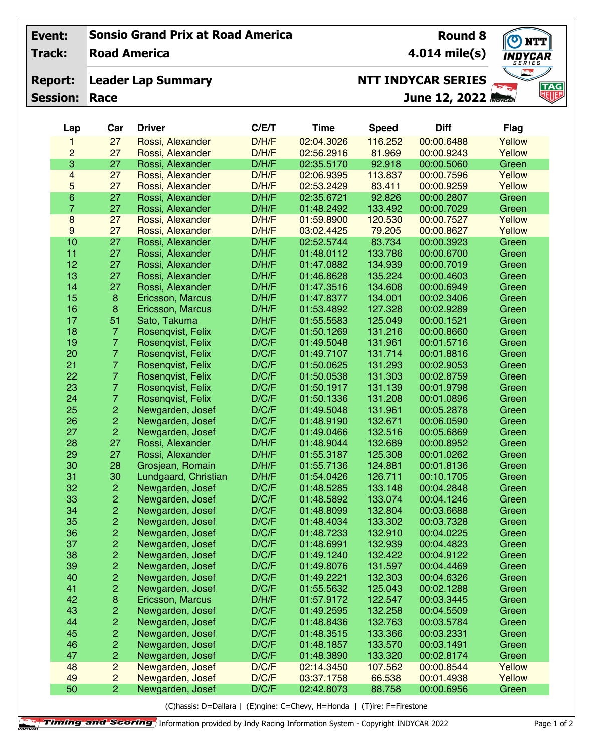| Event: | Sonsio Grand Prix at Road America | Round 8 |
|---|---|---|
| Track: | Road America | 4.014 mile(s) |
| Report: | Leader Lap Summary | NTT INDYCAR SERIES |
| Session: | Race | June 12, 2022 |

| Lap | Car | Driver | C/E/T | Time | Speed | Diff | Flag |
|---|---|---|---|---|---|---|---|
| 1 | 27 | Rossi, Alexander | D/H/F | 02:04.3026 | 116.252 | 00:00.6488 | Yellow |
| 2 | 27 | Rossi, Alexander | D/H/F | 02:56.2916 | 81.969 | 00:00.9243 | Yellow |
| 3 | 27 | Rossi, Alexander | D/H/F | 02:35.5170 | 92.918 | 00:00.5060 | Green |
| 4 | 27 | Rossi, Alexander | D/H/F | 02:06.9395 | 113.837 | 00:00.7596 | Yellow |
| 5 | 27 | Rossi, Alexander | D/H/F | 02:53.2429 | 83.411 | 00:00.9259 | Yellow |
| 6 | 27 | Rossi, Alexander | D/H/F | 02:35.6721 | 92.826 | 00:00.2807 | Green |
| 7 | 27 | Rossi, Alexander | D/H/F | 01:48.2492 | 133.492 | 00:00.7029 | Green |
| 8 | 27 | Rossi, Alexander | D/H/F | 01:59.8900 | 120.530 | 00:00.7527 | Yellow |
| 9 | 27 | Rossi, Alexander | D/H/F | 03:02.4425 | 79.205 | 00:00.8627 | Yellow |
| 10 | 27 | Rossi, Alexander | D/H/F | 02:52.5744 | 83.734 | 00:00.3923 | Green |
| 11 | 27 | Rossi, Alexander | D/H/F | 01:48.0112 | 133.786 | 00:00.6700 | Green |
| 12 | 27 | Rossi, Alexander | D/H/F | 01:47.0882 | 134.939 | 00:00.7019 | Green |
| 13 | 27 | Rossi, Alexander | D/H/F | 01:46.8628 | 135.224 | 00:00.4603 | Green |
| 14 | 27 | Rossi, Alexander | D/H/F | 01:47.3516 | 134.608 | 00:00.6949 | Green |
| 15 | 8 | Ericsson, Marcus | D/H/F | 01:47.8377 | 134.001 | 00:02.3406 | Green |
| 16 | 8 | Ericsson, Marcus | D/H/F | 01:53.4892 | 127.328 | 00:02.9289 | Green |
| 17 | 51 | Sato, Takuma | D/H/F | 01:55.5583 | 125.049 | 00:00.1521 | Green |
| 18 | 7 | Rosenqvist, Felix | D/C/F | 01:50.1269 | 131.216 | 00:00.8660 | Green |
| 19 | 7 | Rosenqvist, Felix | D/C/F | 01:49.5048 | 131.961 | 00:01.5716 | Green |
| 20 | 7 | Rosenqvist, Felix | D/C/F | 01:49.7107 | 131.714 | 00:01.8816 | Green |
| 21 | 7 | Rosenqvist, Felix | D/C/F | 01:50.0625 | 131.293 | 00:02.9053 | Green |
| 22 | 7 | Rosenqvist, Felix | D/C/F | 01:50.0538 | 131.303 | 00:02.8759 | Green |
| 23 | 7 | Rosenqvist, Felix | D/C/F | 01:50.1917 | 131.139 | 00:01.9798 | Green |
| 24 | 7 | Rosenqvist, Felix | D/C/F | 01:50.1336 | 131.208 | 00:01.0896 | Green |
| 25 | 2 | Newgarden, Josef | D/C/F | 01:49.5048 | 131.961 | 00:05.2878 | Green |
| 26 | 2 | Newgarden, Josef | D/C/F | 01:48.9190 | 132.671 | 00:06.0590 | Green |
| 27 | 2 | Newgarden, Josef | D/C/F | 01:49.0466 | 132.516 | 00:05.6869 | Green |
| 28 | 27 | Rossi, Alexander | D/H/F | 01:48.9044 | 132.689 | 00:00.8952 | Green |
| 29 | 27 | Rossi, Alexander | D/H/F | 01:55.3187 | 125.308 | 00:01.0262 | Green |
| 30 | 28 | Grosjean, Romain | D/H/F | 01:55.7136 | 124.881 | 00:01.8136 | Green |
| 31 | 30 | Lundgaard, Christian | D/H/F | 01:54.0426 | 126.711 | 00:10.1705 | Green |
| 32 | 2 | Newgarden, Josef | D/C/F | 01:48.5285 | 133.148 | 00:04.2848 | Green |
| 33 | 2 | Newgarden, Josef | D/C/F | 01:48.5892 | 133.074 | 00:04.1246 | Green |
| 34 | 2 | Newgarden, Josef | D/C/F | 01:48.8099 | 132.804 | 00:03.6688 | Green |
| 35 | 2 | Newgarden, Josef | D/C/F | 01:48.4034 | 133.302 | 00:03.7328 | Green |
| 36 | 2 | Newgarden, Josef | D/C/F | 01:48.7233 | 132.910 | 00:04.0225 | Green |
| 37 | 2 | Newgarden, Josef | D/C/F | 01:48.6991 | 132.939 | 00:04.4823 | Green |
| 38 | 2 | Newgarden, Josef | D/C/F | 01:49.1240 | 132.422 | 00:04.9122 | Green |
| 39 | 2 | Newgarden, Josef | D/C/F | 01:49.8076 | 131.597 | 00:04.4469 | Green |
| 40 | 2 | Newgarden, Josef | D/C/F | 01:49.2221 | 132.303 | 00:04.6326 | Green |
| 41 | 2 | Newgarden, Josef | D/C/F | 01:55.5632 | 125.043 | 00:02.1288 | Green |
| 42 | 8 | Ericsson, Marcus | D/H/F | 01:57.9172 | 122.547 | 00:03.3445 | Green |
| 43 | 2 | Newgarden, Josef | D/C/F | 01:49.2595 | 132.258 | 00:04.5509 | Green |
| 44 | 2 | Newgarden, Josef | D/C/F | 01:48.8436 | 132.763 | 00:03.5784 | Green |
| 45 | 2 | Newgarden, Josef | D/C/F | 01:48.3515 | 133.366 | 00:03.2331 | Green |
| 46 | 2 | Newgarden, Josef | D/C/F | 01:48.1857 | 133.570 | 00:03.1491 | Green |
| 47 | 2 | Newgarden, Josef | D/C/F | 01:48.3890 | 133.320 | 00:02.8174 | Green |
| 48 | 2 | Newgarden, Josef | D/C/F | 02:14.3450 | 107.562 | 00:00.8544 | Yellow |
| 49 | 2 | Newgarden, Josef | D/C/F | 03:37.1758 | 66.538 | 00:01.4938 | Yellow |
| 50 | 2 | Newgarden, Josef | D/C/F | 02:42.8073 | 88.758 | 00:00.6956 | Green |

(C)hassis: D=Dallara | (E)ngine: C=Chevy, H=Honda | (T)ire: F=Firestone

Timing and Scoring Information provided by Indy Racing Information System - Copyright INDYCAR 2022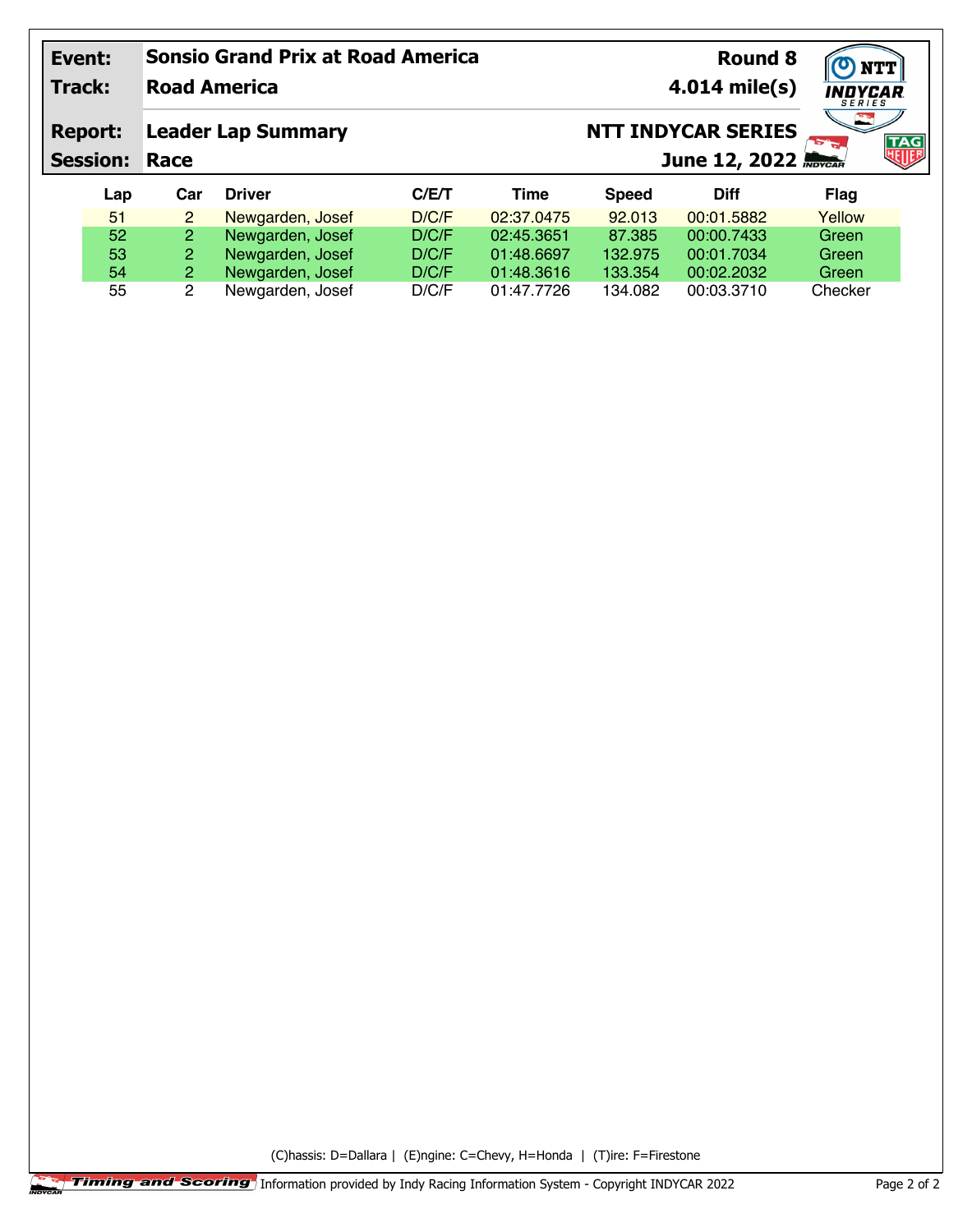| | | | |
|---|---|---|---|
| **Event:** | **Sonsio Grand Prix at Road America** | **Round 8** | |
| **Track:** | **Road America** | **4.014 mile(s)** | |
| **Report:** | **Leader Lap Summary** | **NTT INDYCAR SERIES** | |
| **Session:** | **Race** | **June 12, 2022** | |

| Lap | Car | Driver | C/E/T | Time | Speed | Diff | Flag |
|---|---|---|---|---|---|---|---|
| 51 | 2 | Newgarden, Josef | D/C/F | 02:37.0475 | 92.013 | 00:01.5882 | Yellow |
| 52 | 2 | Newgarden, Josef | D/C/F | 02:45.3651 | 87.385 | 00:00.7433 | Green |
| 53 | 2 | Newgarden, Josef | D/C/F | 01:48.6697 | 132.975 | 00:01.7034 | Green |
| 54 | 2 | Newgarden, Josef | D/C/F | 01:48.3616 | 133.354 | 00:02.2032 | Green |
| 55 | 2 | Newgarden, Josef | D/C/F | 01:47.7726 | 134.082 | 00:03.3710 | Checker |

(C)hassis: D=Dallara | (E)ngine: C=Chevy, H=Honda | (T)ire: F=Firestone

Timing and Scoring Information provided by Indy Racing Information System - Copyright INDYCAR 2022